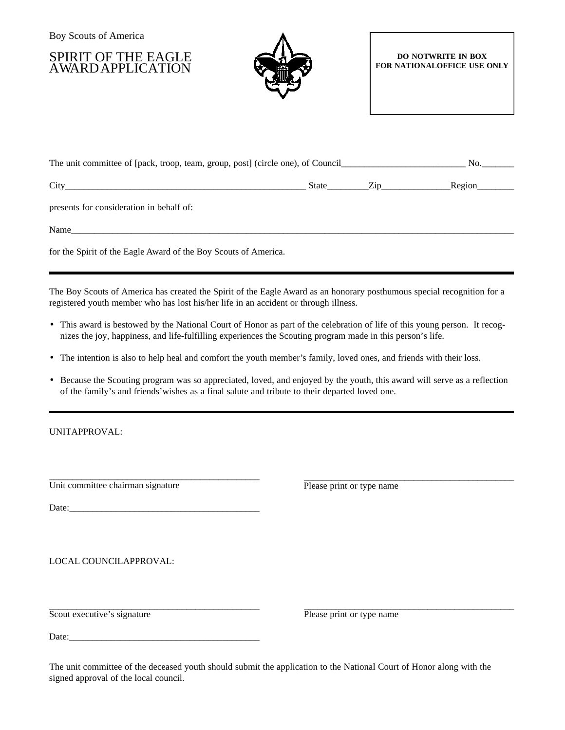Boy Scouts of America

# SPIRIT OF THE EAGLE AWARD APPLICATION

**DO NOTWRITE IN BOX**
**FOR NATIONALOFFICE USE ONLY**

The unit committee of [pack, troop, team, group, post] (circle one), of Council___________________________ No._______

City_____________________________________________________ State_________Zip_______________Region________

presents for consideration in behalf of:

Name______________________________________________________________________________________________

for the Spirit of the Eagle Award of the Boy Scouts of America.

---

The Boy Scouts of America has created the Spirit of the Eagle Award as an honorary posthumous special recognition for a registered youth member who has lost his/her life in an accident or through illness.

- This award is bestowed by the National Court of Honor as part of the celebration of life of this young person. It recognizes the joy, happiness, and life-fulfilling experiences the Scouting program made in this person's life.
- The intention is also to help heal and comfort the youth member's family, loved ones, and friends with their loss.
- Because the Scouting program was so appreciated, loved, and enjoyed by the youth, this award will serve as a reflection of the family's and friends'wishes as a final salute and tribute to their departed loved one.

---

UNITAPPROVAL:

_______________________________________________ _______________________________________________
Unit committee chairman signature Please print or type name

Date:__________________________________________

LOCAL COUNCILAPPROVAL:

_______________________________________________ _______________________________________________
Scout executive's signature Please print or type name

Date:__________________________________________

The unit committee of the deceased youth should submit the application to the National Court of Honor along with the signed approval of the local council.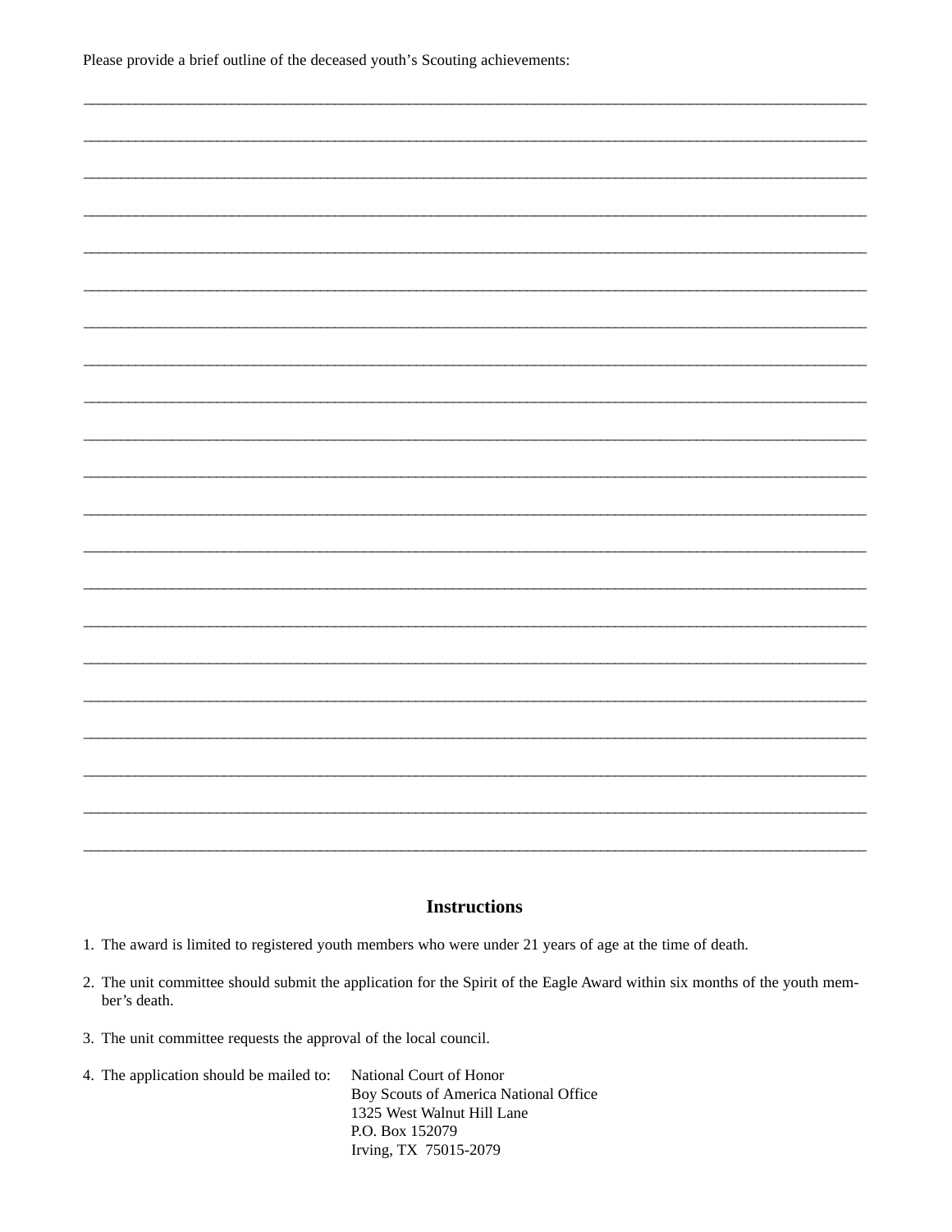Please provide a brief outline of the deceased youth's Scouting achievements:

______________________________________________________________________________

______________________________________________________________________________

______________________________________________________________________________

______________________________________________________________________________

______________________________________________________________________________

______________________________________________________________________________

______________________________________________________________________________

______________________________________________________________________________

______________________________________________________________________________

______________________________________________________________________________

______________________________________________________________________________

______________________________________________________________________________

______________________________________________________________________________

______________________________________________________________________________

______________________________________________________________________________

______________________________________________________________________________

______________________________________________________________________________

______________________________________________________________________________

______________________________________________________________________________

______________________________________________________________________________

______________________________________________________________________________

## Instructions

1. The award is limited to registered youth members who were under 21 years of age at the time of death.
2. The unit committee should submit the application for the Spirit of the Eagle Award within six months of the youth member's death.
3. The unit committee requests the approval of the local council.
4. The application should be mailed to:
   National Court of Honor
   Boy Scouts of America National Office
   1325 West Walnut Hill Lane
   P.O. Box 152079
   Irving, TX 75015-2079